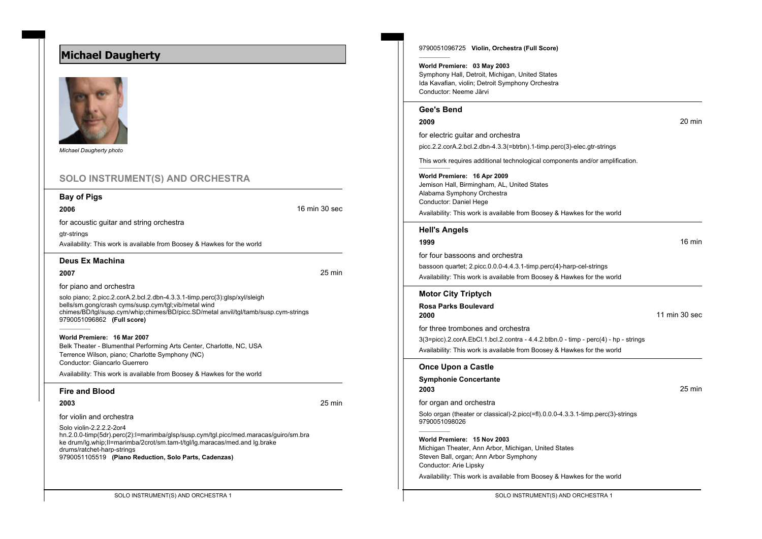# Michael Daugherty

*Michael Daugherty photo*

## SOLO INSTRUMENT(S) AND ORCHESTRA

### Bay of Pigs

**2006** — 16 min 30 sec

for acoustic guitar and string orchestra

gtr-strings

Availability: This work is available from Boosey & Hawkes for the world

### Deus Ex Machina

**2007** — 25 min

for piano and orchestra

solo piano; 2.picc.2.corA.2.bcl.2.dbn-4.3.3.1-timp.perc(3):glsp/xyl/sleigh bells/sm.gong/crash cyms/susp.cym/tgl;vib/metal wind chimes/BD/tgl/susp.cym/whip;chimes/BD/picc.SD/metal anvil/tgl/tamb/susp.cym-strings

9790051096862 **(Full score)**

**World Premiere: 16 Mar 2007**
Belk Theater - Blumenthal Performing Arts Center, Charlotte, NC, USA
Terrence Wilson, piano; Charlotte Symphony (NC)
Conductor: Giancarlo Guerrero

Availability: This work is available from Boosey & Hawkes for the world

### Fire and Blood

**2003** — 25 min

for violin and orchestra

Solo violin-2.2.2.2-2or4 hn.2.0.0-timp(5dr).perc(2):I=marimba/glsp/susp.cym/tgl.picc/med.maracas/guiro/sm.brake drum/lg.whip;II=marimba/2crot/sm.tam-t/tgl/lg.maracas/med.and lg.brake drums/ratchet-harp-strings

9790051105519 **(Piano Reduction, Solo Parts, Cadenzas)**

9790051096725 **Violin, Orchestra (Full Score)**

**World Premiere: 03 May 2003**
Symphony Hall, Detroit, Michigan, United States
Ida Kavafian, violin; Detroit Symphony Orchestra
Conductor: Neeme Järvi

### Gee's Bend

**2009** — 20 min

for electric guitar and orchestra

picc.2.2.corA.2.bcl.2.dbn-4.3.3(=btrbn).1-timp.perc(3)-elec.gtr-strings

This work requires additional technological components and/or amplification.

**World Premiere: 16 Apr 2009**
Jemison Hall, Birmingham, AL, United States
Alabama Symphony Orchestra
Conductor: Daniel Hege

Availability: This work is available from Boosey & Hawkes for the world

### Hell's Angels

**1999** — 16 min

for four bassoons and orchestra

bassoon quartet; 2.picc.0.0.0-4.4.3.1-timp.perc(4)-harp-cel-strings

Availability: This work is available from Boosey & Hawkes for the world

### Motor City Triptych

**Rosa Parks Boulevard**

**2000** — 11 min 30 sec

for three trombones and orchestra

3(3=picc).2.corA.EbCl.1.bcl.2.contra - 4.4.2.btbn.0 - timp - perc(4) - hp - strings

Availability: This work is available from Boosey & Hawkes for the world

### Once Upon a Castle

**Symphonie Concertante**

**2003** — 25 min

for organ and orchestra

Solo organ (theater or classical)-2.picc(=fl).0.0.0-4.3.3.1-timp.perc(3)-strings

9790051098026

**World Premiere: 15 Nov 2003**
Michigan Theater, Ann Arbor, Michigan, United States
Steven Ball, organ; Ann Arbor Symphony
Conductor: Arie Lipsky

Availability: This work is available from Boosey & Hawkes for the world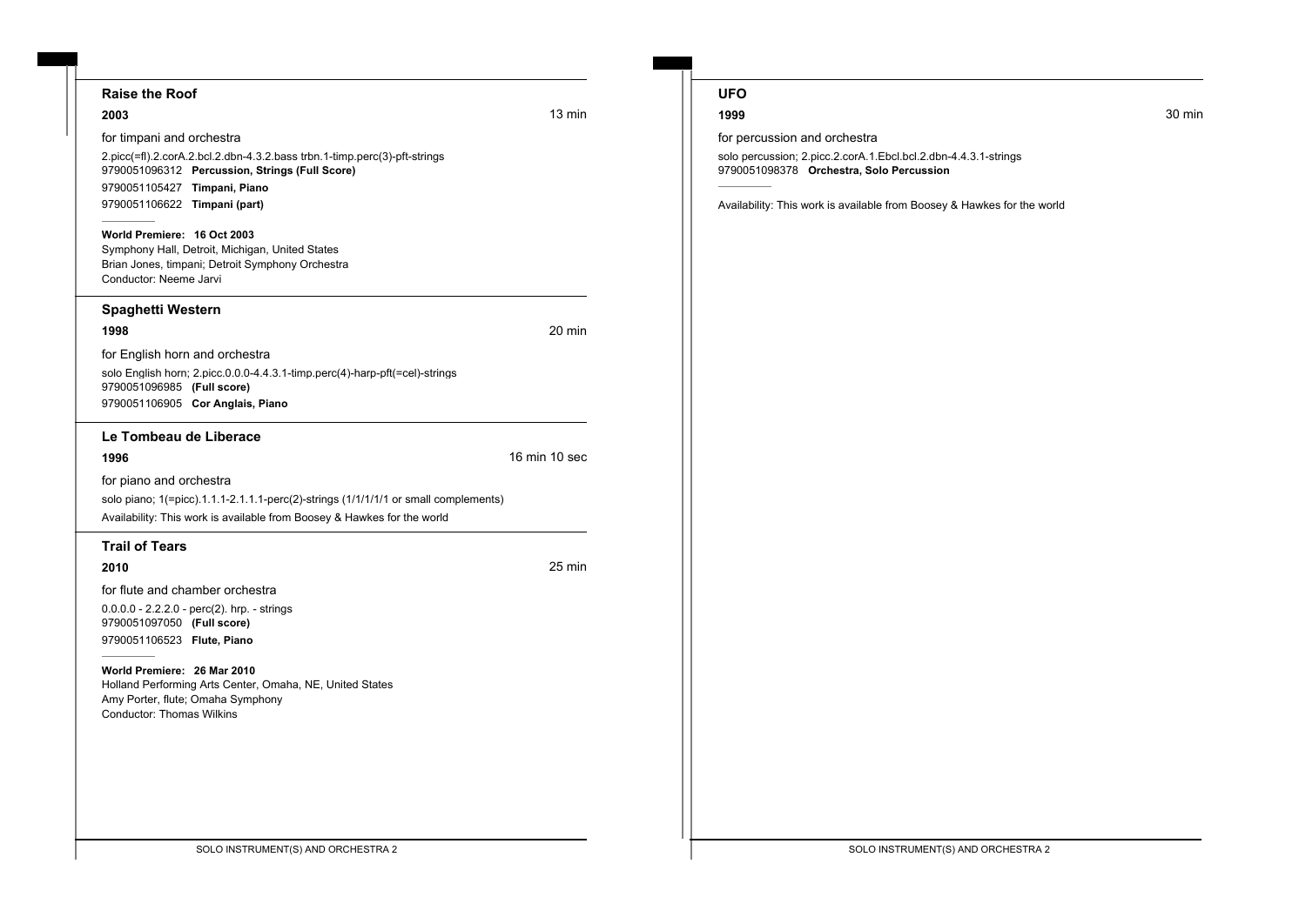## Raise the Roof

**2003** 13 min

for timpani and orchestra

2.picc(=fl).2.corA.2.bcl.2.dbn-4.3.2.bass trbn.1-timp.perc(3)-pft-strings

9790051096312 **Percussion, Strings (Full Score)**

9790051105427 **Timpani, Piano**

9790051106622 **Timpani (part)**

**World Premiere: 16 Oct 2003**
Symphony Hall, Detroit, Michigan, United States
Brian Jones, timpani; Detroit Symphony Orchestra
Conductor: Neeme Jarvi

## Spaghetti Western

**1998** 20 min

for English horn and orchestra

solo English horn; 2.picc.0.0.0-4.4.3.1-timp.perc(4)-harp-pft(=cel)-strings

9790051096985 **(Full score)**

9790051106905 **Cor Anglais, Piano**

## Le Tombeau de Liberace

**1996** 16 min 10 sec

for piano and orchestra

solo piano; 1(=picc).1.1.1-2.1.1.1-perc(2)-strings (1/1/1/1/1 or small complements)

Availability: This work is available from Boosey & Hawkes for the world

## Trail of Tears

**2010** 25 min

for flute and chamber orchestra

0.0.0.0 - 2.2.2.0 - perc(2). hrp. - strings

9790051097050 **(Full score)**

9790051106523 **Flute, Piano**

**World Premiere: 26 Mar 2010**
Holland Performing Arts Center, Omaha, NE, United States
Amy Porter, flute; Omaha Symphony
Conductor: Thomas Wilkins

## UFO

**1999** 30 min

for percussion and orchestra

solo percussion; 2.picc.2.corA.1.Ebcl.bcl.2.dbn-4.4.3.1-strings

9790051098378 **Orchestra, Solo Percussion**

Availability: This work is available from Boosey & Hawkes for the world